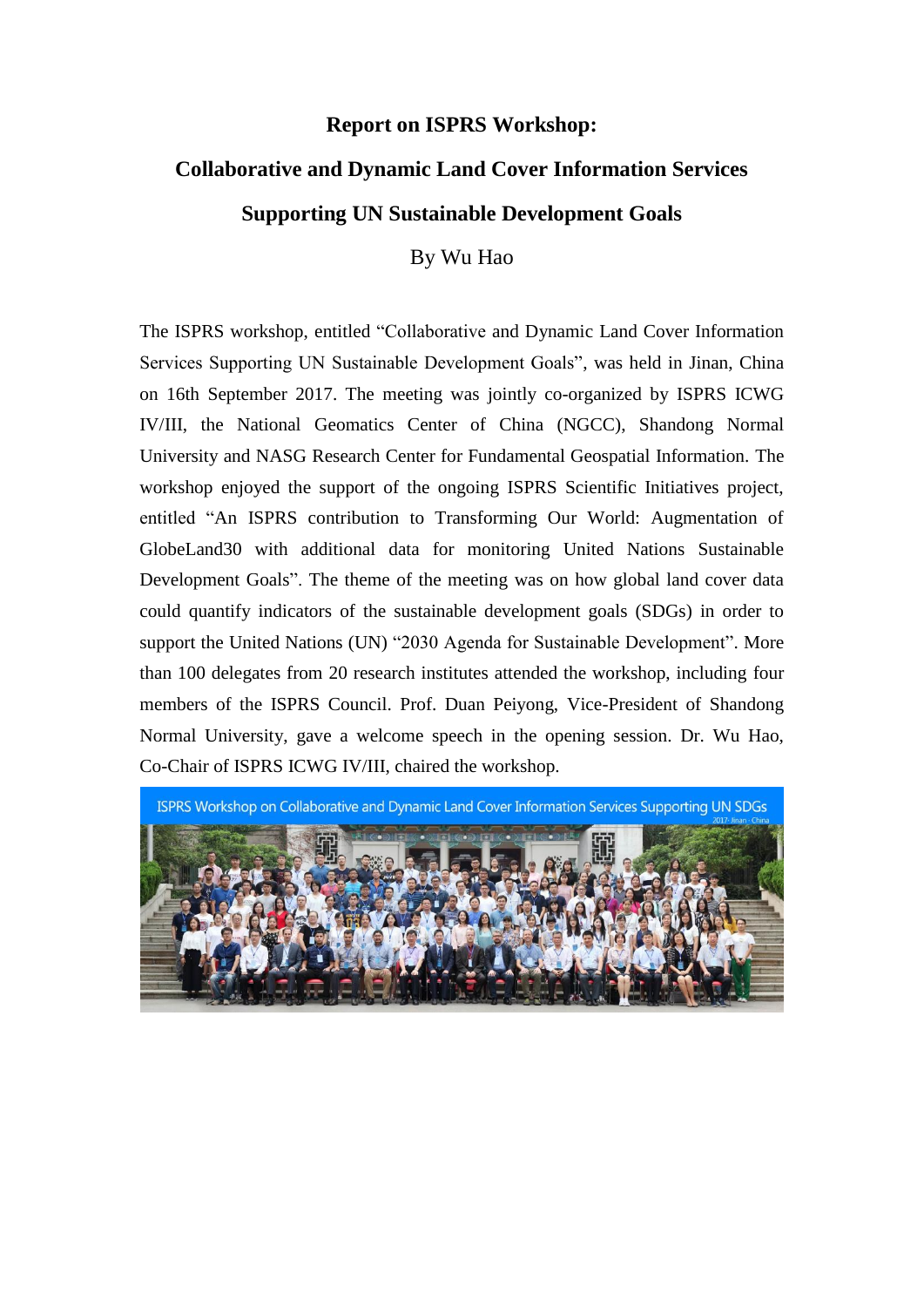# Report on ISPRS Workshop:

# Collaborative and Dynamic Land Cover Information Services Supporting UN Sustainable Development Goals

By Wu Hao

The ISPRS workshop, entitled "Collaborative and Dynamic Land Cover Information Services Supporting UN Sustainable Development Goals", was held in Jinan, China on 16th September 2017. The meeting was jointly co-organized by ISPRS ICWG IV/III, the National Geomatics Center of China (NGCC), Shandong Normal University and NASG Research Center for Fundamental Geospatial Information. The workshop enjoyed the support of the ongoing ISPRS Scientific Initiatives project, entitled "An ISPRS contribution to Transforming Our World: Augmentation of GlobeLand30 with additional data for monitoring United Nations Sustainable Development Goals". The theme of the meeting was on how global land cover data could quantify indicators of the sustainable development goals (SDGs) in order to support the United Nations (UN) "2030 Agenda for Sustainable Development". More than 100 delegates from 20 research institutes attended the workshop, including four members of the ISPRS Council. Prof. Duan Peiyong, Vice-President of Shandong Normal University, gave a welcome speech in the opening session. Dr. Wu Hao, Co-Chair of ISPRS ICWG IV/III, chaired the workshop.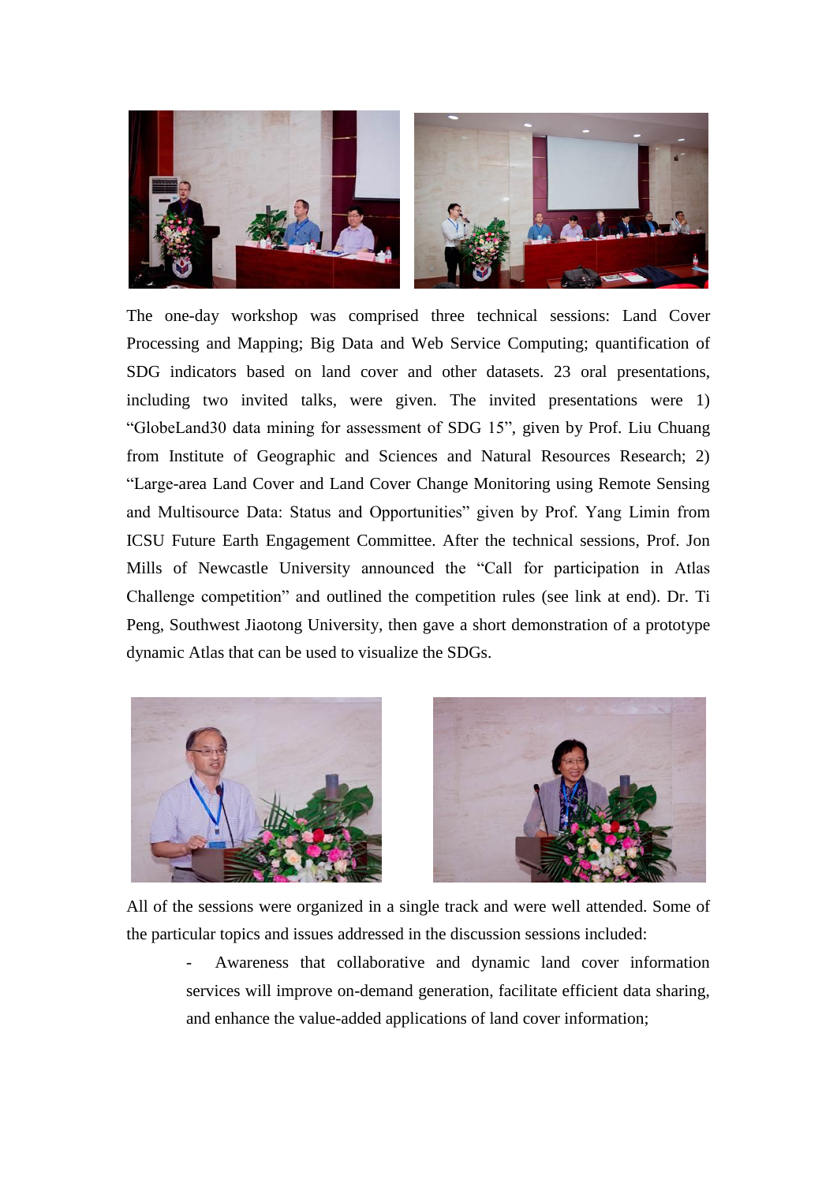The one-day workshop was comprised three technical sessions: Land Cover Processing and Mapping; Big Data and Web Service Computing; quantification of SDG indicators based on land cover and other datasets. 23 oral presentations, including two invited talks, were given. The invited presentations were 1) "GlobeLand30 data mining for assessment of SDG 15", given by Prof. Liu Chuang from Institute of Geographic and Sciences and Natural Resources Research; 2) "Large-area Land Cover and Land Cover Change Monitoring using Remote Sensing and Multisource Data: Status and Opportunities" given by Prof. Yang Limin from ICSU Future Earth Engagement Committee. After the technical sessions, Prof. Jon Mills of Newcastle University announced the "Call for participation in Atlas Challenge competition" and outlined the competition rules (see link at end). Dr. Ti Peng, Southwest Jiaotong University, then gave a short demonstration of a prototype dynamic Atlas that can be used to visualize the SDGs.

All of the sessions were organized in a single track and were well attended. Some of the particular topics and issues addressed in the discussion sessions included:

- Awareness that collaborative and dynamic land cover information services will improve on-demand generation, facilitate efficient data sharing, and enhance the value-added applications of land cover information;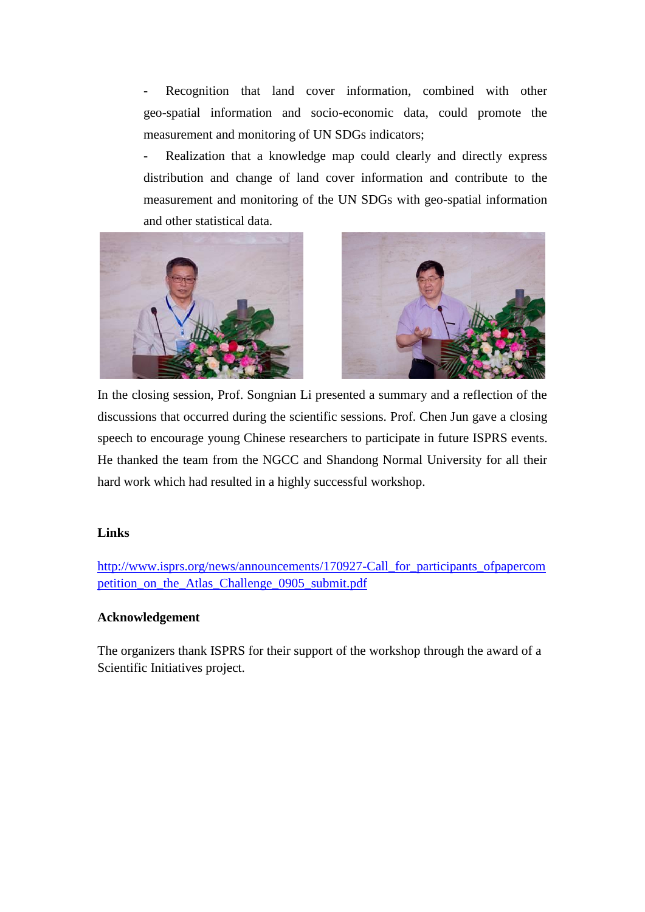- Recognition that land cover information, combined with other geo-spatial information and socio-economic data, could promote the measurement and monitoring of UN SDGs indicators;
- Realization that a knowledge map could clearly and directly express distribution and change of land cover information and contribute to the measurement and monitoring of the UN SDGs with geo-spatial information and other statistical data.

In the closing session, Prof. Songnian Li presented a summary and a reflection of the discussions that occurred during the scientific sessions. Prof. Chen Jun gave a closing speech to encourage young Chinese researchers to participate in future ISPRS events. He thanked the team from the NGCC and Shandong Normal University for all their hard work which had resulted in a highly successful workshop.

**Links**

http://www.isprs.org/news/announcements/170927-Call_for_participants_ofpapercompetition_on_the_Atlas_Challenge_0905_submit.pdf

**Acknowledgement**

The organizers thank ISPRS for their support of the workshop through the award of a Scientific Initiatives project.